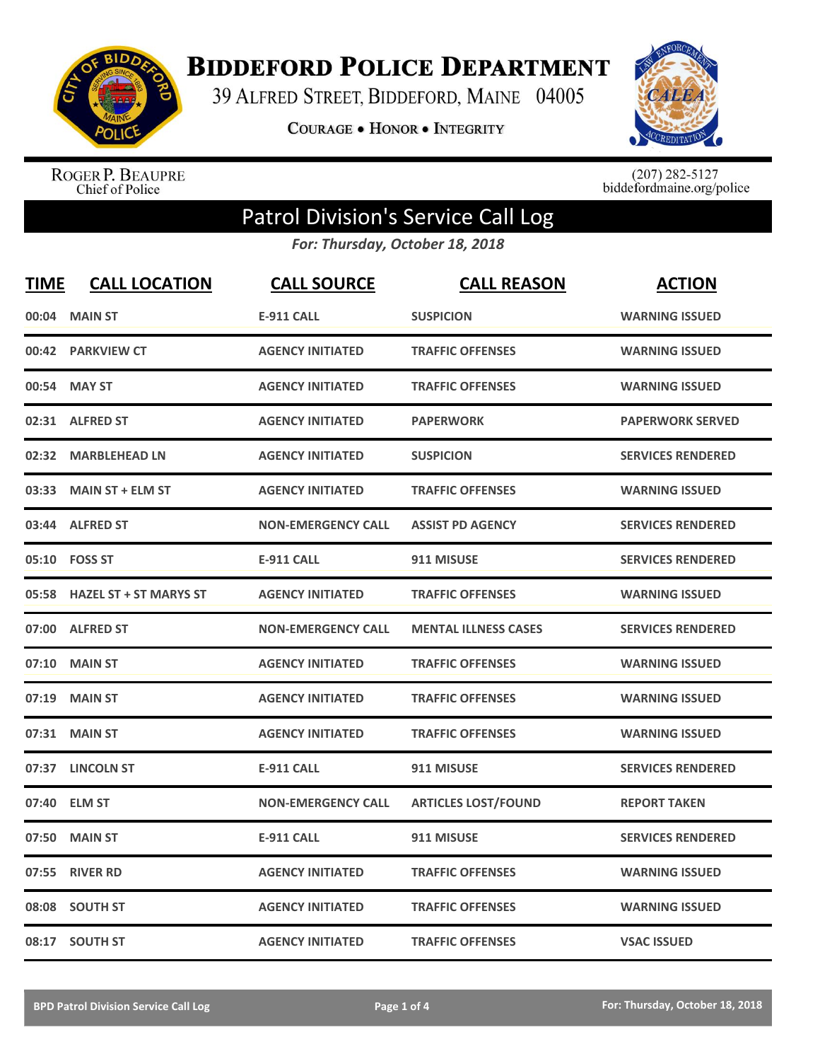# Biddeford Police Department

39 Alfred Street, Biddeford, Maine 04005

Courage • Honor • Integrity

Roger P. Beaupre
Chief of Police

(207) 282-5127
biddefordmaine.org/police

## Patrol Division's Service Call Log

*For: Thursday, October 18, 2018*

| TIME | CALL LOCATION | CALL SOURCE | CALL REASON | ACTION |
|---|---|---|---|---|
| 00:04 | MAIN ST | E-911 CALL | SUSPICION | WARNING ISSUED |
| 00:42 | PARKVIEW CT | AGENCY INITIATED | TRAFFIC OFFENSES | WARNING ISSUED |
| 00:54 | MAY ST | AGENCY INITIATED | TRAFFIC OFFENSES | WARNING ISSUED |
| 02:31 | ALFRED ST | AGENCY INITIATED | PAPERWORK | PAPERWORK SERVED |
| 02:32 | MARBLEHEAD LN | AGENCY INITIATED | SUSPICION | SERVICES RENDERED |
| 03:33 | MAIN ST + ELM ST | AGENCY INITIATED | TRAFFIC OFFENSES | WARNING ISSUED |
| 03:44 | ALFRED ST | NON-EMERGENCY CALL | ASSIST PD AGENCY | SERVICES RENDERED |
| 05:10 | FOSS ST | E-911 CALL | 911 MISUSE | SERVICES RENDERED |
| 05:58 | HAZEL ST + ST MARYS ST | AGENCY INITIATED | TRAFFIC OFFENSES | WARNING ISSUED |
| 07:00 | ALFRED ST | NON-EMERGENCY CALL | MENTAL ILLNESS CASES | SERVICES RENDERED |
| 07:10 | MAIN ST | AGENCY INITIATED | TRAFFIC OFFENSES | WARNING ISSUED |
| 07:19 | MAIN ST | AGENCY INITIATED | TRAFFIC OFFENSES | WARNING ISSUED |
| 07:31 | MAIN ST | AGENCY INITIATED | TRAFFIC OFFENSES | WARNING ISSUED |
| 07:37 | LINCOLN ST | E-911 CALL | 911 MISUSE | SERVICES RENDERED |
| 07:40 | ELM ST | NON-EMERGENCY CALL | ARTICLES LOST/FOUND | REPORT TAKEN |
| 07:50 | MAIN ST | E-911 CALL | 911 MISUSE | SERVICES RENDERED |
| 07:55 | RIVER RD | AGENCY INITIATED | TRAFFIC OFFENSES | WARNING ISSUED |
| 08:08 | SOUTH ST | AGENCY INITIATED | TRAFFIC OFFENSES | WARNING ISSUED |
| 08:17 | SOUTH ST | AGENCY INITIATED | TRAFFIC OFFENSES | VSAC ISSUED |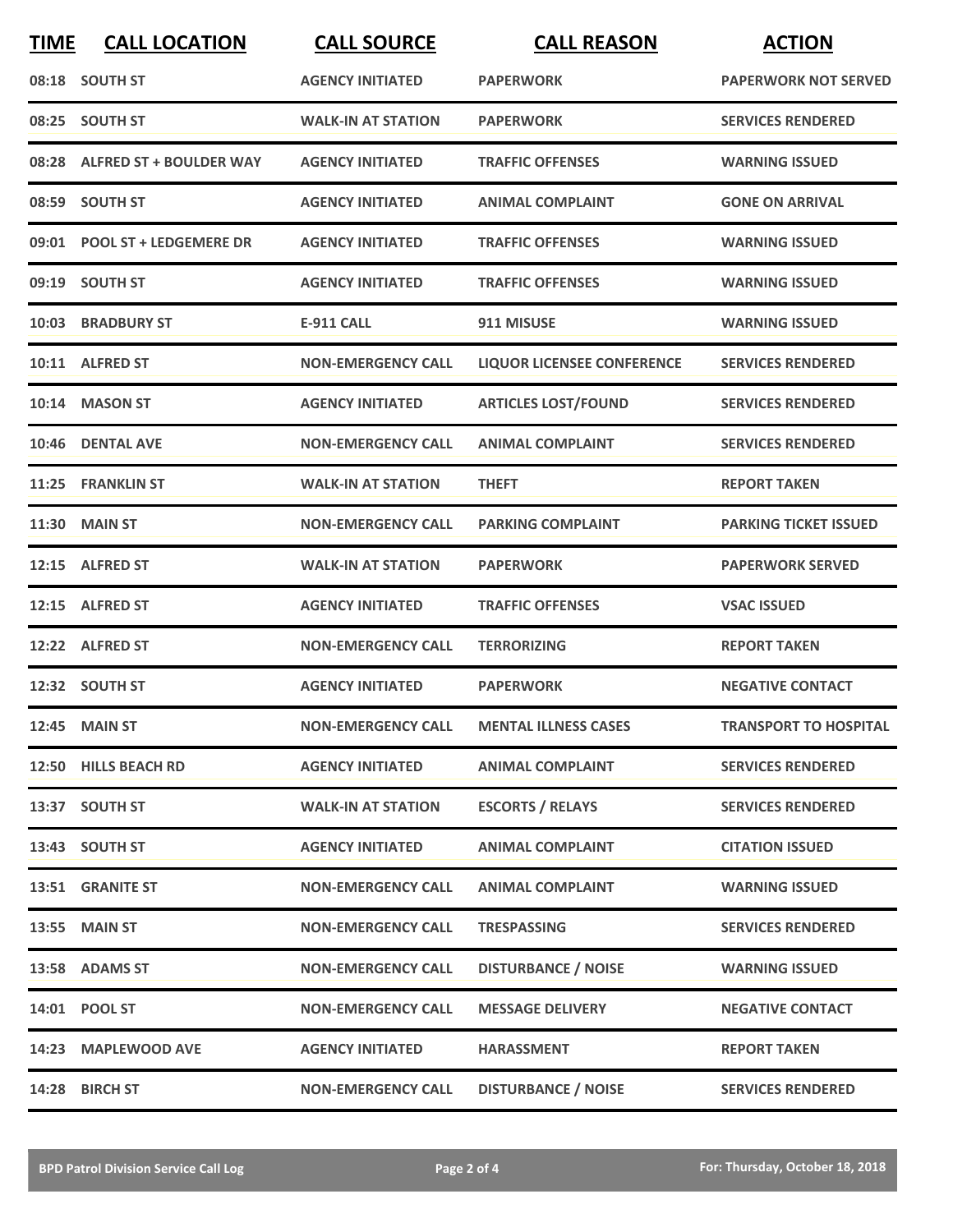| TIME | CALL LOCATION | CALL SOURCE | CALL REASON | ACTION |
|---|---|---|---|---|
| 08:18 | SOUTH ST | AGENCY INITIATED | PAPERWORK | PAPERWORK NOT SERVED |
| 08:25 | SOUTH ST | WALK-IN AT STATION | PAPERWORK | SERVICES RENDERED |
| 08:28 | ALFRED ST + BOULDER WAY | AGENCY INITIATED | TRAFFIC OFFENSES | WARNING ISSUED |
| 08:59 | SOUTH ST | AGENCY INITIATED | ANIMAL COMPLAINT | GONE ON ARRIVAL |
| 09:01 | POOL ST + LEDGEMERE DR | AGENCY INITIATED | TRAFFIC OFFENSES | WARNING ISSUED |
| 09:19 | SOUTH ST | AGENCY INITIATED | TRAFFIC OFFENSES | WARNING ISSUED |
| 10:03 | BRADBURY ST | E-911 CALL | 911 MISUSE | WARNING ISSUED |
| 10:11 | ALFRED ST | NON-EMERGENCY CALL | LIQUOR LICENSEE CONFERENCE | SERVICES RENDERED |
| 10:14 | MASON ST | AGENCY INITIATED | ARTICLES LOST/FOUND | SERVICES RENDERED |
| 10:46 | DENTAL AVE | NON-EMERGENCY CALL | ANIMAL COMPLAINT | SERVICES RENDERED |
| 11:25 | FRANKLIN ST | WALK-IN AT STATION | THEFT | REPORT TAKEN |
| 11:30 | MAIN ST | NON-EMERGENCY CALL | PARKING COMPLAINT | PARKING TICKET ISSUED |
| 12:15 | ALFRED ST | WALK-IN AT STATION | PAPERWORK | PAPERWORK SERVED |
| 12:15 | ALFRED ST | AGENCY INITIATED | TRAFFIC OFFENSES | VSAC ISSUED |
| 12:22 | ALFRED ST | NON-EMERGENCY CALL | TERRORIZING | REPORT TAKEN |
| 12:32 | SOUTH ST | AGENCY INITIATED | PAPERWORK | NEGATIVE CONTACT |
| 12:45 | MAIN ST | NON-EMERGENCY CALL | MENTAL ILLNESS CASES | TRANSPORT TO HOSPITAL |
| 12:50 | HILLS BEACH RD | AGENCY INITIATED | ANIMAL COMPLAINT | SERVICES RENDERED |
| 13:37 | SOUTH ST | WALK-IN AT STATION | ESCORTS / RELAYS | SERVICES RENDERED |
| 13:43 | SOUTH ST | AGENCY INITIATED | ANIMAL COMPLAINT | CITATION ISSUED |
| 13:51 | GRANITE ST | NON-EMERGENCY CALL | ANIMAL COMPLAINT | WARNING ISSUED |
| 13:55 | MAIN ST | NON-EMERGENCY CALL | TRESPASSING | SERVICES RENDERED |
| 13:58 | ADAMS ST | NON-EMERGENCY CALL | DISTURBANCE / NOISE | WARNING ISSUED |
| 14:01 | POOL ST | NON-EMERGENCY CALL | MESSAGE DELIVERY | NEGATIVE CONTACT |
| 14:23 | MAPLEWOOD AVE | AGENCY INITIATED | HARASSMENT | REPORT TAKEN |
| 14:28 | BIRCH ST | NON-EMERGENCY CALL | DISTURBANCE / NOISE | SERVICES RENDERED |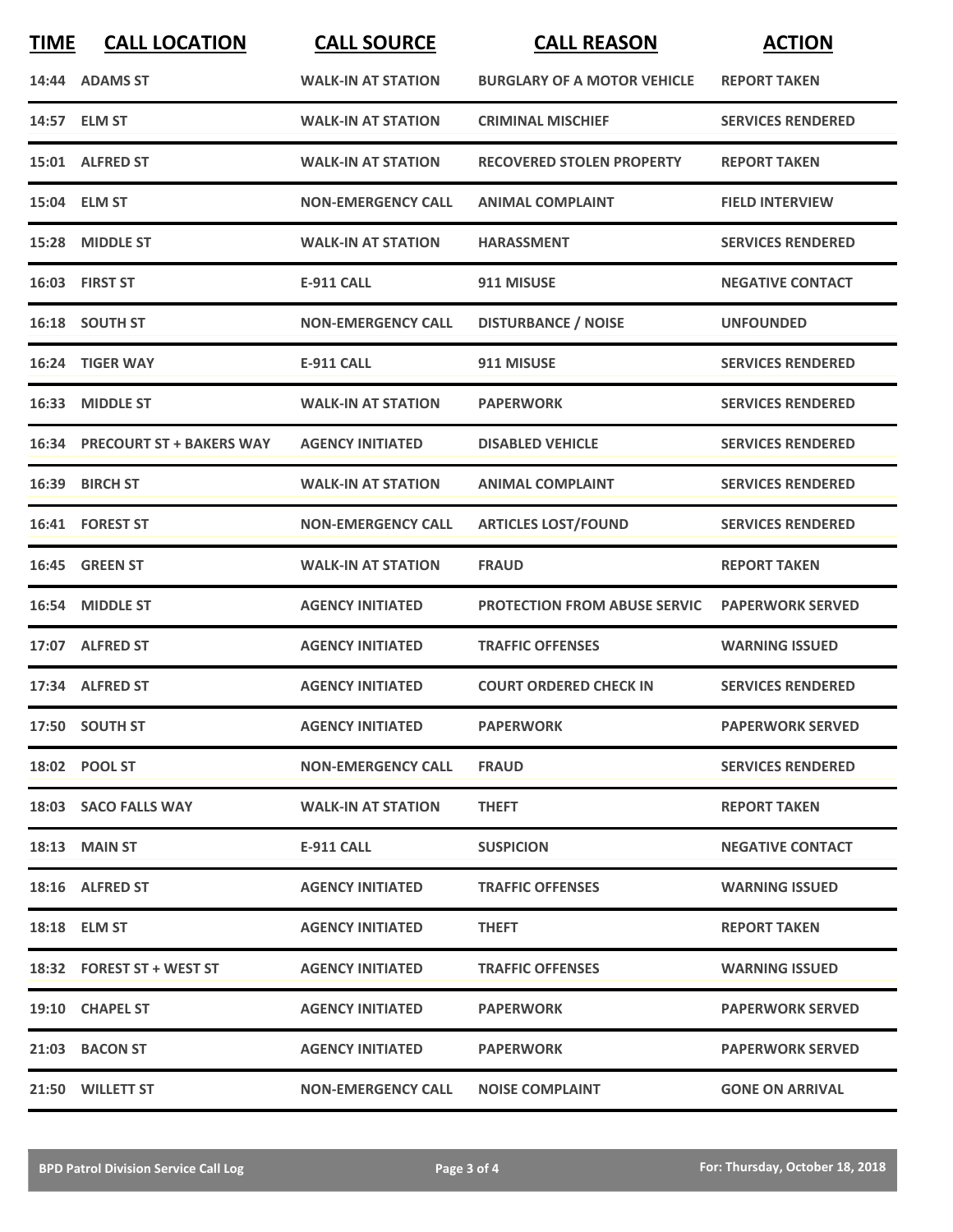| TIME | CALL LOCATION | CALL SOURCE | CALL REASON | ACTION |
|---|---|---|---|---|
| 14:44 | ADAMS ST | WALK-IN AT STATION | BURGLARY OF A MOTOR VEHICLE | REPORT TAKEN |
| 14:57 | ELM ST | WALK-IN AT STATION | CRIMINAL MISCHIEF | SERVICES RENDERED |
| 15:01 | ALFRED ST | WALK-IN AT STATION | RECOVERED STOLEN PROPERTY | REPORT TAKEN |
| 15:04 | ELM ST | NON-EMERGENCY CALL | ANIMAL COMPLAINT | FIELD INTERVIEW |
| 15:28 | MIDDLE ST | WALK-IN AT STATION | HARASSMENT | SERVICES RENDERED |
| 16:03 | FIRST ST | E-911 CALL | 911 MISUSE | NEGATIVE CONTACT |
| 16:18 | SOUTH ST | NON-EMERGENCY CALL | DISTURBANCE / NOISE | UNFOUNDED |
| 16:24 | TIGER WAY | E-911 CALL | 911 MISUSE | SERVICES RENDERED |
| 16:33 | MIDDLE ST | WALK-IN AT STATION | PAPERWORK | SERVICES RENDERED |
| 16:34 | PRECOURT ST + BAKERS WAY | AGENCY INITIATED | DISABLED VEHICLE | SERVICES RENDERED |
| 16:39 | BIRCH ST | WALK-IN AT STATION | ANIMAL COMPLAINT | SERVICES RENDERED |
| 16:41 | FOREST ST | NON-EMERGENCY CALL | ARTICLES LOST/FOUND | SERVICES RENDERED |
| 16:45 | GREEN ST | WALK-IN AT STATION | FRAUD | REPORT TAKEN |
| 16:54 | MIDDLE ST | AGENCY INITIATED | PROTECTION FROM ABUSE SERVIC | PAPERWORK SERVED |
| 17:07 | ALFRED ST | AGENCY INITIATED | TRAFFIC OFFENSES | WARNING ISSUED |
| 17:34 | ALFRED ST | AGENCY INITIATED | COURT ORDERED CHECK IN | SERVICES RENDERED |
| 17:50 | SOUTH ST | AGENCY INITIATED | PAPERWORK | PAPERWORK SERVED |
| 18:02 | POOL ST | NON-EMERGENCY CALL | FRAUD | SERVICES RENDERED |
| 18:03 | SACO FALLS WAY | WALK-IN AT STATION | THEFT | REPORT TAKEN |
| 18:13 | MAIN ST | E-911 CALL | SUSPICION | NEGATIVE CONTACT |
| 18:16 | ALFRED ST | AGENCY INITIATED | TRAFFIC OFFENSES | WARNING ISSUED |
| 18:18 | ELM ST | AGENCY INITIATED | THEFT | REPORT TAKEN |
| 18:32 | FOREST ST + WEST ST | AGENCY INITIATED | TRAFFIC OFFENSES | WARNING ISSUED |
| 19:10 | CHAPEL ST | AGENCY INITIATED | PAPERWORK | PAPERWORK SERVED |
| 21:03 | BACON ST | AGENCY INITIATED | PAPERWORK | PAPERWORK SERVED |
| 21:50 | WILLETT ST | NON-EMERGENCY CALL | NOISE COMPLAINT | GONE ON ARRIVAL |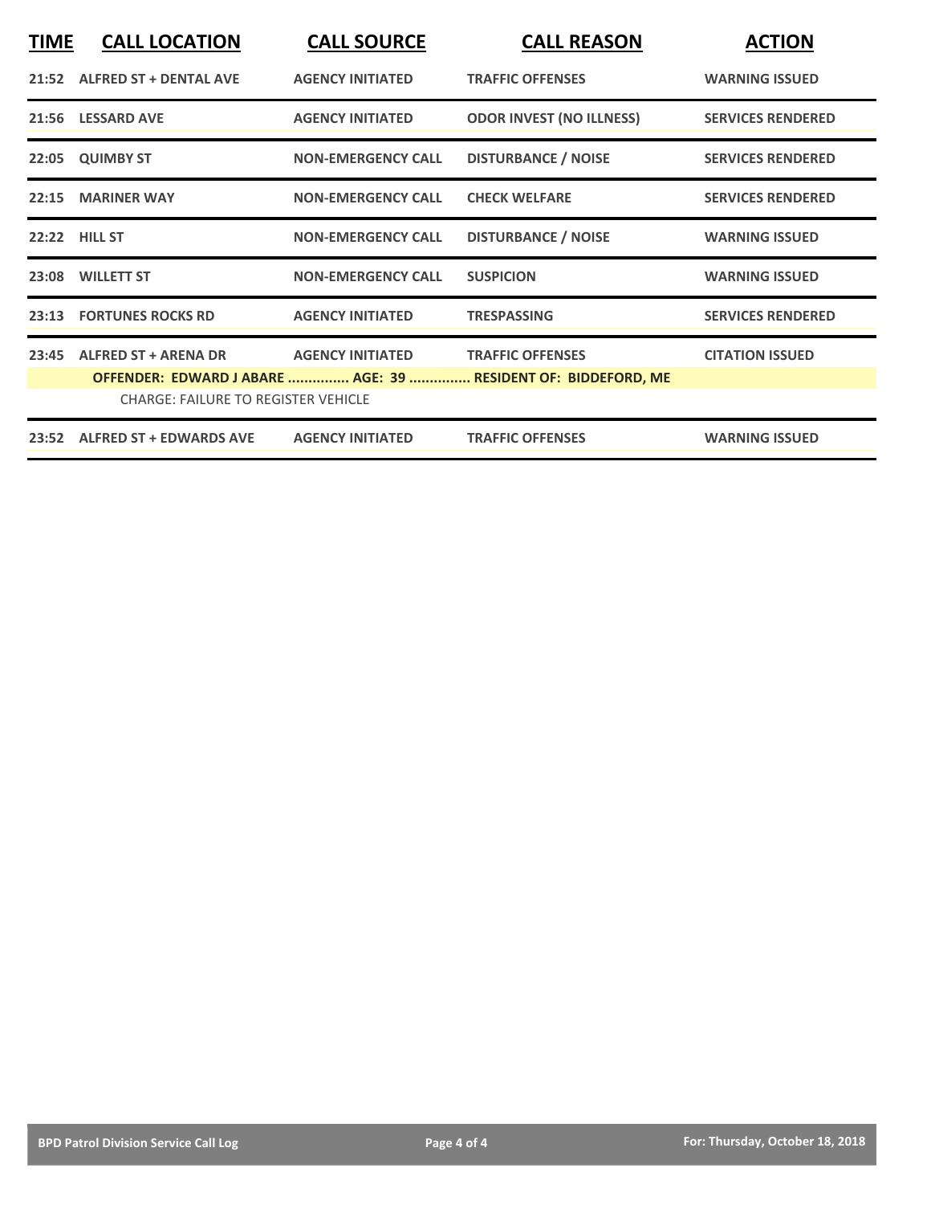| TIME | CALL LOCATION | CALL SOURCE | CALL REASON | ACTION |
|---|---|---|---|---|
| 21:52 | ALFRED ST + DENTAL AVE | AGENCY INITIATED | TRAFFIC OFFENSES | WARNING ISSUED |
| 21:56 | LESSARD AVE | AGENCY INITIATED | ODOR INVEST (NO ILLNESS) | SERVICES RENDERED |
| 22:05 | QUIMBY ST | NON-EMERGENCY CALL | DISTURBANCE / NOISE | SERVICES RENDERED |
| 22:15 | MARINER WAY | NON-EMERGENCY CALL | CHECK WELFARE | SERVICES RENDERED |
| 22:22 | HILL ST | NON-EMERGENCY CALL | DISTURBANCE / NOISE | WARNING ISSUED |
| 23:08 | WILLETT ST | NON-EMERGENCY CALL | SUSPICION | WARNING ISSUED |
| 23:13 | FORTUNES ROCKS RD | AGENCY INITIATED | TRESPASSING | SERVICES RENDERED |
| 23:45 | ALFRED ST + ARENA DR | AGENCY INITIATED | TRAFFIC OFFENSES | CITATION ISSUED |
| | OFFENDER: EDWARD J ABARE ............... AGE: 39 ............... RESIDENT OF: BIDDEFORD, ME | | | |
| | CHARGE: FAILURE TO REGISTER VEHICLE | | | |
| 23:52 | ALFRED ST + EDWARDS AVE | AGENCY INITIATED | TRAFFIC OFFENSES | WARNING ISSUED |